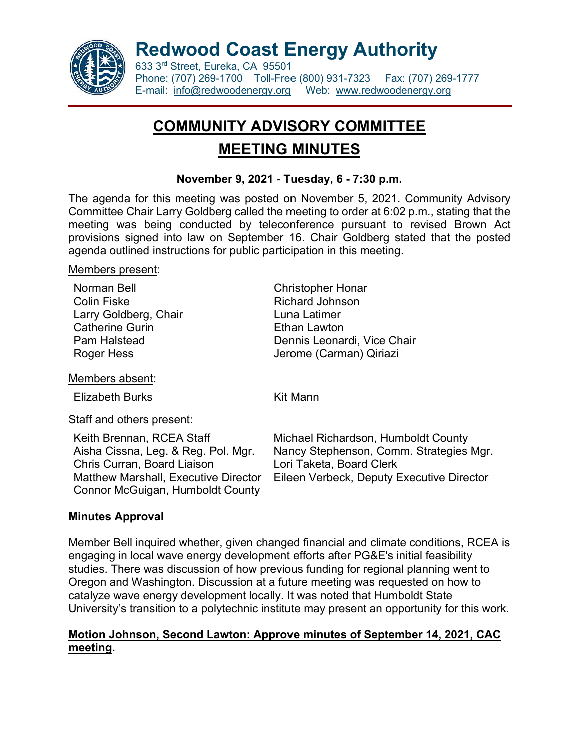# Redwood Coast Energy Authority

633 3rd Street, Eureka, CA 95501
Phone: (707) 269-1700 Toll-Free (800) 931-7323 Fax: (707) 269-1777
E-mail: info@redwoodenergy.org Web: www.redwoodenergy.org

## COMMUNITY ADVISORY COMMITTEE MEETING MINUTES

**November 9, 2021 - Tuesday, 6 - 7:30 p.m.**

The agenda for this meeting was posted on November 5, 2021. Community Advisory Committee Chair Larry Goldberg called the meeting to order at 6:02 p.m., stating that the meeting was being conducted by teleconference pursuant to revised Brown Act provisions signed into law on September 16. Chair Goldberg stated that the posted agenda outlined instructions for public participation in this meeting.

Members present:

- Norman Bell
- Colin Fiske
- Larry Goldberg, Chair
- Catherine Gurin
- Pam Halstead
- Roger Hess
- Christopher Honar
- Richard Johnson
- Luna Latimer
- Ethan Lawton
- Dennis Leonardi, Vice Chair
- Jerome (Carman) Qiriazi

Members absent:

- Elizabeth Burks
- Kit Mann

Staff and others present:

- Keith Brennan, RCEA Staff
- Aisha Cissna, Leg. & Reg. Pol. Mgr.
- Chris Curran, Board Liaison
- Matthew Marshall, Executive Director
- Connor McGuigan, Humboldt County
- Michael Richardson, Humboldt County
- Nancy Stephenson, Comm. Strategies Mgr.
- Lori Taketa, Board Clerk
- Eileen Verbeck, Deputy Executive Director

### Minutes Approval

Member Bell inquired whether, given changed financial and climate conditions, RCEA is engaging in local wave energy development efforts after PG&E's initial feasibility studies. There was discussion of how previous funding for regional planning went to Oregon and Washington. Discussion at a future meeting was requested on how to catalyze wave energy development locally. It was noted that Humboldt State University's transition to a polytechnic institute may present an opportunity for this work.

**Motion Johnson, Second Lawton: Approve minutes of September 14, 2021, CAC meeting.**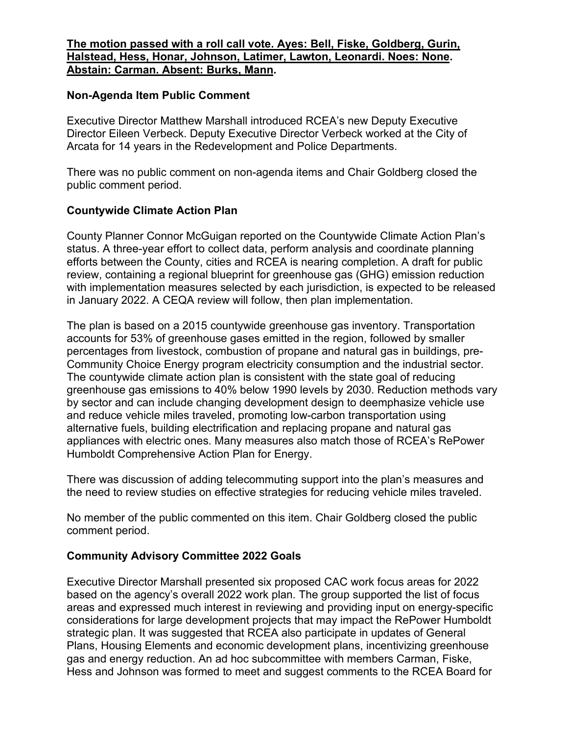**<u>The motion passed with a roll call vote. Ayes: Bell, Fiske, Goldberg, Gurin, Halstead, Hess, Honar, Johnson, Latimer, Lawton, Leonardi. Noes: None. Abstain: Carman. Absent: Burks, Mann</u>.**

### Non-Agenda Item Public Comment

Executive Director Matthew Marshall introduced RCEA's new Deputy Executive Director Eileen Verbeck. Deputy Executive Director Verbeck worked at the City of Arcata for 14 years in the Redevelopment and Police Departments.

There was no public comment on non-agenda items and Chair Goldberg closed the public comment period.

### Countywide Climate Action Plan

County Planner Connor McGuigan reported on the Countywide Climate Action Plan's status. A three-year effort to collect data, perform analysis and coordinate planning efforts between the County, cities and RCEA is nearing completion. A draft for public review, containing a regional blueprint for greenhouse gas (GHG) emission reduction with implementation measures selected by each jurisdiction, is expected to be released in January 2022. A CEQA review will follow, then plan implementation.

The plan is based on a 2015 countywide greenhouse gas inventory. Transportation accounts for 53% of greenhouse gases emitted in the region, followed by smaller percentages from livestock, combustion of propane and natural gas in buildings, pre-Community Choice Energy program electricity consumption and the industrial sector. The countywide climate action plan is consistent with the state goal of reducing greenhouse gas emissions to 40% below 1990 levels by 2030. Reduction methods vary by sector and can include changing development design to deemphasize vehicle use and reduce vehicle miles traveled, promoting low-carbon transportation using alternative fuels, building electrification and replacing propane and natural gas appliances with electric ones. Many measures also match those of RCEA's RePower Humboldt Comprehensive Action Plan for Energy.

There was discussion of adding telecommuting support into the plan's measures and the need to review studies on effective strategies for reducing vehicle miles traveled.

No member of the public commented on this item. Chair Goldberg closed the public comment period.

### Community Advisory Committee 2022 Goals

Executive Director Marshall presented six proposed CAC work focus areas for 2022 based on the agency's overall 2022 work plan. The group supported the list of focus areas and expressed much interest in reviewing and providing input on energy-specific considerations for large development projects that may impact the RePower Humboldt strategic plan. It was suggested that RCEA also participate in updates of General Plans, Housing Elements and economic development plans, incentivizing greenhouse gas and energy reduction. An ad hoc subcommittee with members Carman, Fiske, Hess and Johnson was formed to meet and suggest comments to the RCEA Board for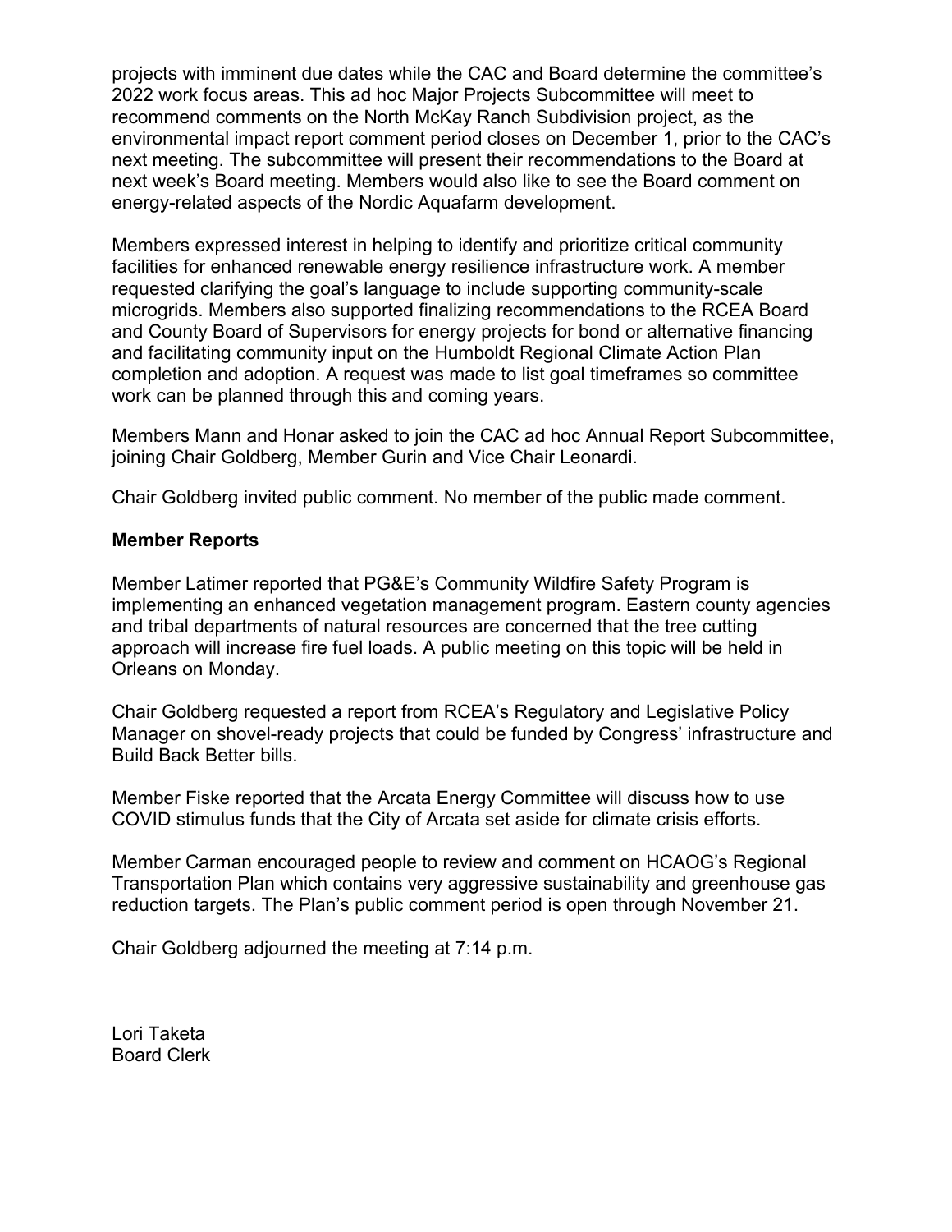projects with imminent due dates while the CAC and Board determine the committee's 2022 work focus areas. This ad hoc Major Projects Subcommittee will meet to recommend comments on the North McKay Ranch Subdivision project, as the environmental impact report comment period closes on December 1, prior to the CAC's next meeting. The subcommittee will present their recommendations to the Board at next week's Board meeting. Members would also like to see the Board comment on energy-related aspects of the Nordic Aquafarm development.

Members expressed interest in helping to identify and prioritize critical community facilities for enhanced renewable energy resilience infrastructure work. A member requested clarifying the goal's language to include supporting community-scale microgrids. Members also supported finalizing recommendations to the RCEA Board and County Board of Supervisors for energy projects for bond or alternative financing and facilitating community input on the Humboldt Regional Climate Action Plan completion and adoption. A request was made to list goal timeframes so committee work can be planned through this and coming years.

Members Mann and Honar asked to join the CAC ad hoc Annual Report Subcommittee, joining Chair Goldberg, Member Gurin and Vice Chair Leonardi.

Chair Goldberg invited public comment. No member of the public made comment.

**Member Reports**

Member Latimer reported that PG&E's Community Wildfire Safety Program is implementing an enhanced vegetation management program. Eastern county agencies and tribal departments of natural resources are concerned that the tree cutting approach will increase fire fuel loads. A public meeting on this topic will be held in Orleans on Monday.

Chair Goldberg requested a report from RCEA's Regulatory and Legislative Policy Manager on shovel-ready projects that could be funded by Congress' infrastructure and Build Back Better bills.

Member Fiske reported that the Arcata Energy Committee will discuss how to use COVID stimulus funds that the City of Arcata set aside for climate crisis efforts.

Member Carman encouraged people to review and comment on HCAOG's Regional Transportation Plan which contains very aggressive sustainability and greenhouse gas reduction targets. The Plan's public comment period is open through November 21.

Chair Goldberg adjourned the meeting at 7:14 p.m.

Lori Taketa
Board Clerk